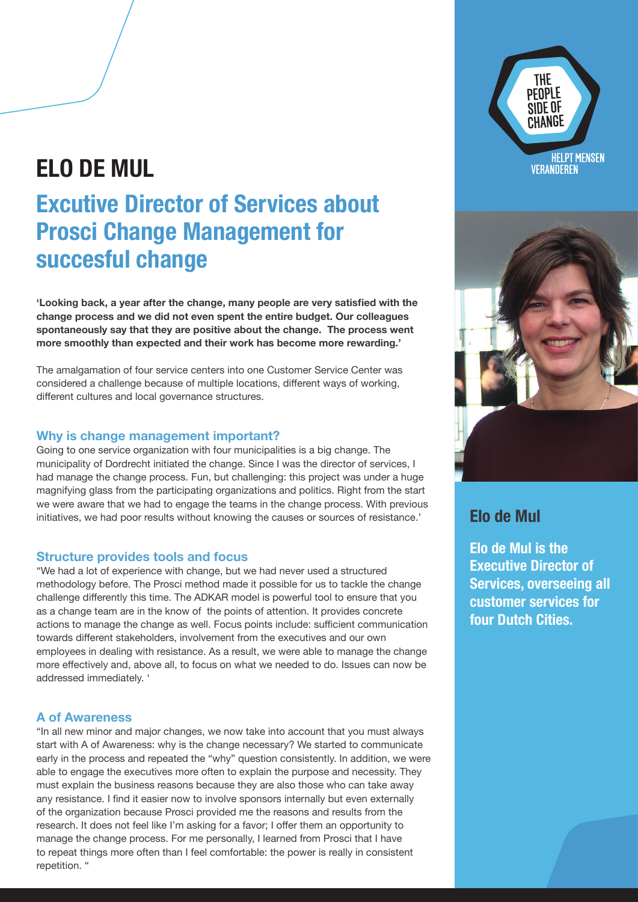# ELO DE MUL

## Excutive Director of Services about Prosci Change Management for succesful change

**'Looking back, a year after the change, many people are very satisfied with the change process and we did not even spent the entire budget. Our colleagues spontaneously say that they are positive about the change. The process went more smoothly than expected and their work has become more rewarding.'**

The amalgamation of four service centers into one Customer Service Center was considered a challenge because of multiple locations, different ways of working, different cultures and local governance structures.

### Why is change management important?

Going to one service organization with four municipalities is a big change. The municipality of Dordrecht initiated the change. Since I was the director of services, I had manage the change process. Fun, but challenging: this project was under a huge magnifying glass from the participating organizations and politics. Right from the start we were aware that we had to engage the teams in the change process. With previous initiatives, we had poor results without knowing the causes or sources of resistance.'

### Structure provides tools and focus

"We had a lot of experience with change, but we had never used a structured methodology before. The Prosci method made it possible for us to tackle the change challenge differently this time. The ADKAR model is powerful tool to ensure that you as a change team are in the know of the points of attention. It provides concrete actions to manage the change as well. Focus points include: sufficient communication towards different stakeholders, involvement from the executives and our own employees in dealing with resistance. As a result, we were able to manage the change more effectively and, above all, to focus on what we needed to do. Issues can now be addressed immediately. '

### A of Awareness

"In all new minor and major changes, we now take into account that you must always start with A of Awareness: why is the change necessary? We started to communicate early in the process and repeated the "why" question consistently. In addition, we were able to engage the executives more often to explain the purpose and necessity. They must explain the business reasons because they are also those who can take away any resistance. I find it easier now to involve sponsors internally but even externally of the organization because Prosci provided me the reasons and results from the research. It does not feel like I'm asking for a favor; I offer them an opportunity to manage the change process. For me personally, I learned from Prosci that I have to repeat things more often than I feel comfortable: the power is really in consistent repetition. "

THE PEOPLE SIDE OF CHANGE

HELPT MENSEN VERANDEREN

### Elo de Mul

**Elo de Mul is the Executive Director of Services, overseeing all customer services for four Dutch Cities.**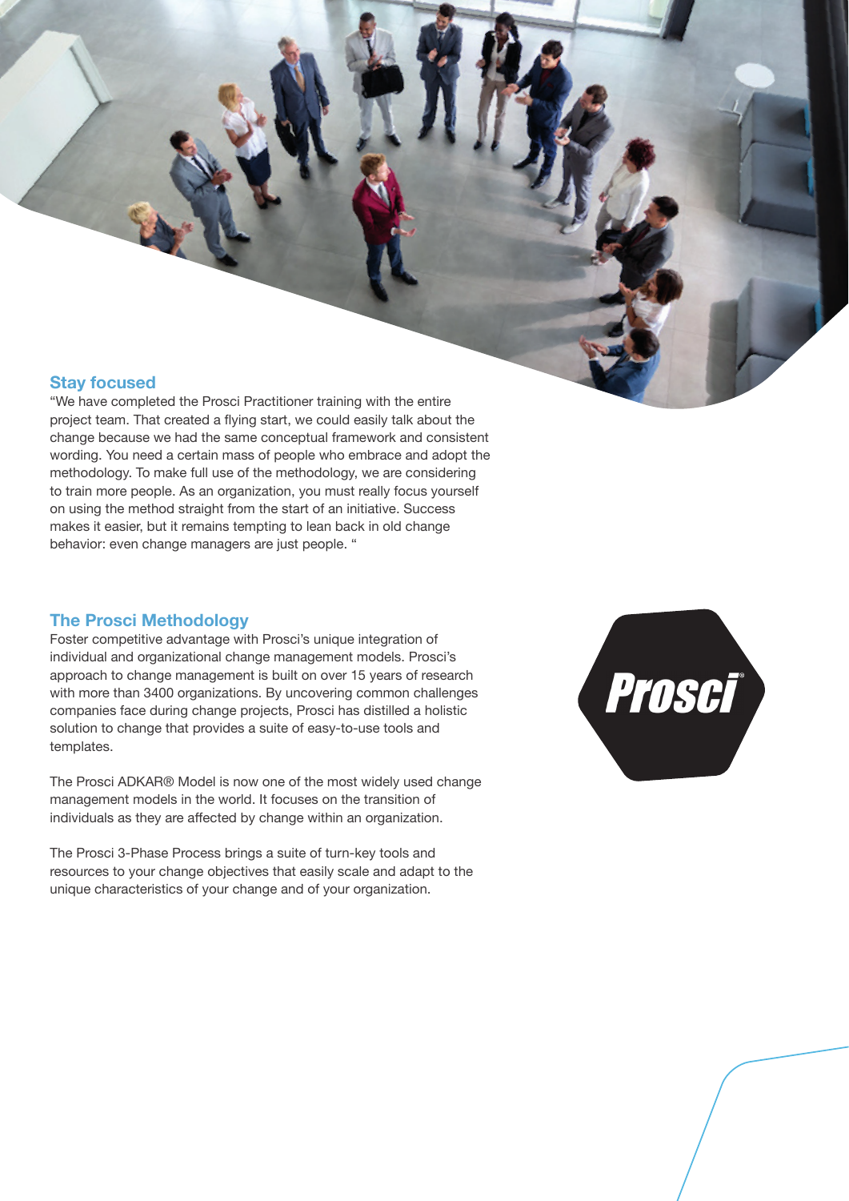## Stay focused

"We have completed the Prosci Practitioner training with the entire project team. That created a flying start, we could easily talk about the change because we had the same conceptual framework and consistent wording. You need a certain mass of people who embrace and adopt the methodology. To make full use of the methodology, we are considering to train more people. As an organization, you must really focus yourself on using the method straight from the start of an initiative. Success makes it easier, but it remains tempting to lean back in old change behavior: even change managers are just people. "

## The Prosci Methodology

Foster competitive advantage with Prosci's unique integration of individual and organizational change management models. Prosci's approach to change management is built on over 15 years of research with more than 3400 organizations. By uncovering common challenges companies face during change projects, Prosci has distilled a holistic solution to change that provides a suite of easy-to-use tools and templates.

The Prosci ADKAR® Model is now one of the most widely used change management models in the world. It focuses on the transition of individuals as they are affected by change within an organization.

The Prosci 3-Phase Process brings a suite of turn-key tools and resources to your change objectives that easily scale and adapt to the unique characteristics of your change and of your organization.

Prosci®